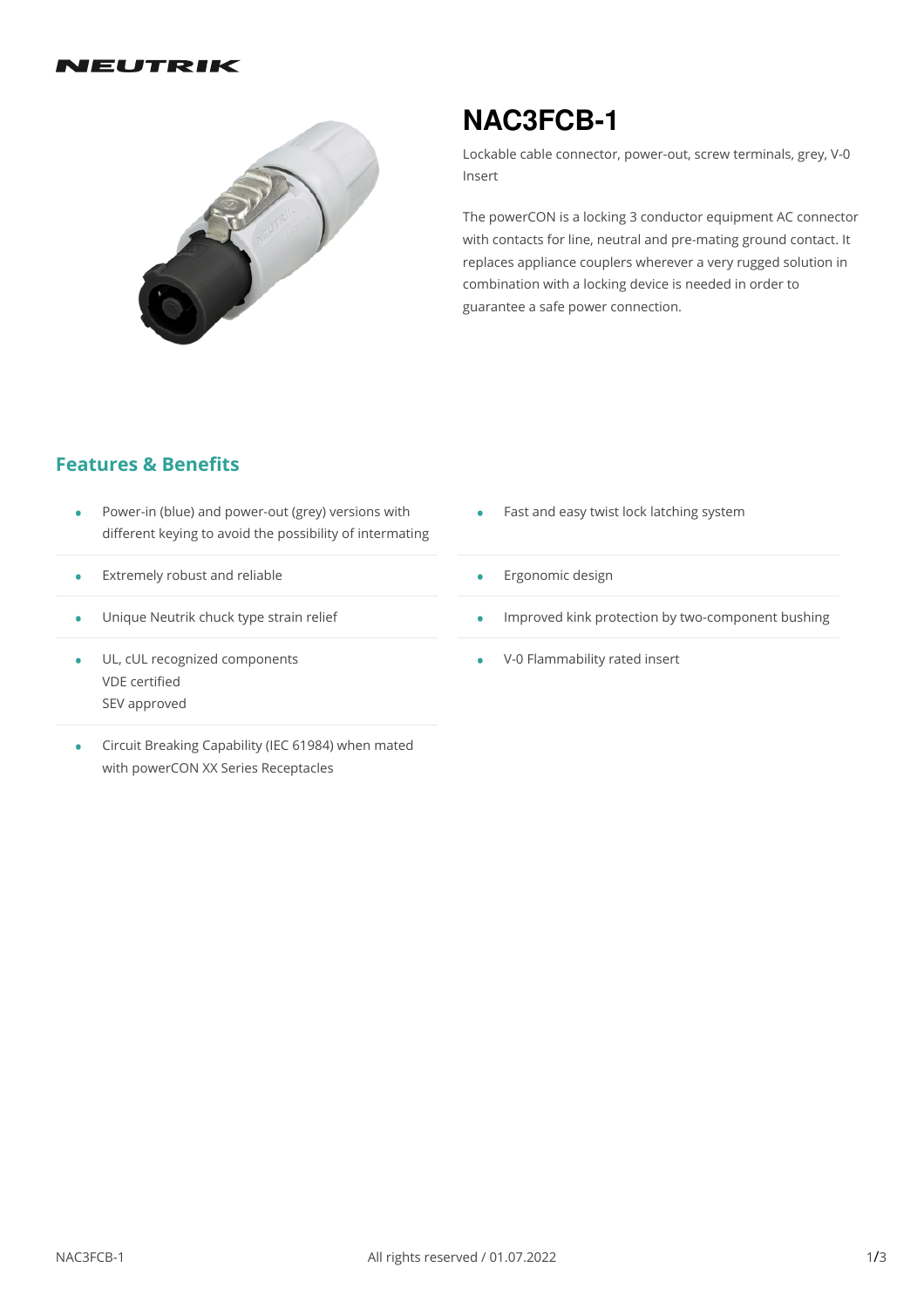NEUTRIK

# NAC3FCB-1

Lockable cable connector, power-out, screw terminals, grey, V-0 Insert

The powerCON is a locking 3 conductor equipment AC connector with contacts for line, neutral and pre-mating ground contact. It replaces appliance couplers wherever a very rugged solution in combination with a locking device is needed in order to guarantee a safe power connection.

## Features & Benefits

- Power-in (blue) and power-out (grey) versions with different keying to avoid the possibility of intermating
- Extremely robust and reliable
- Unique Neutrik chuck type strain relief
- UL, cUL recognized components
  VDE certified
  SEV approved
- Circuit Breaking Capability (IEC 61984) when mated with powerCON XX Series Receptacles
- Fast and easy twist lock latching system
- Ergonomic design
- Improved kink protection by two-component bushing
- V-0 Flammability rated insert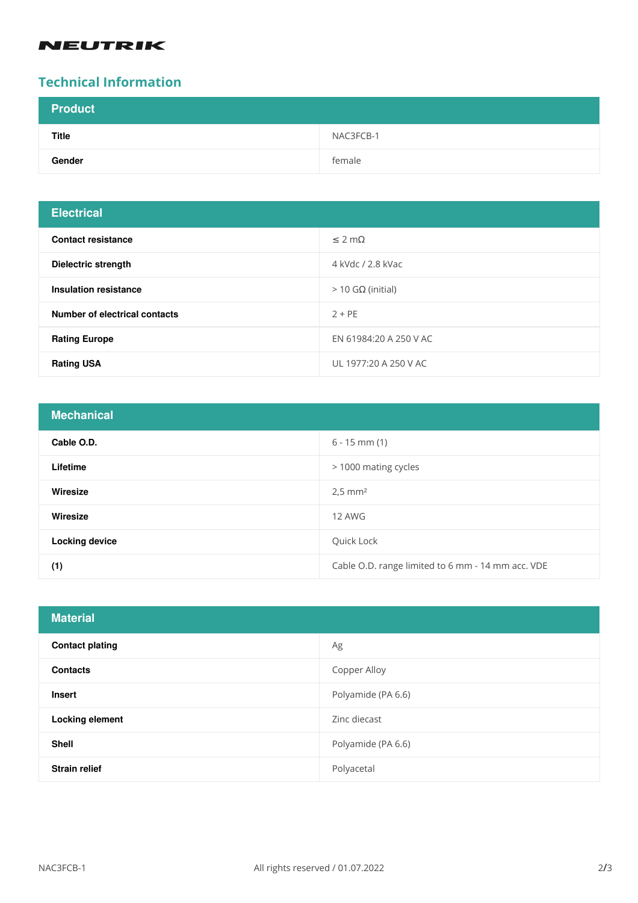## Technical Information

| Product | |
|---|---|
| **Title** | NAC3FCB-1 |
| **Gender** | female |

| Electrical | |
|---|---|
| **Contact resistance** | ≤ 2 mΩ |
| **Dielectric strength** | 4 kVdc / 2.8 kVac |
| **Insulation resistance** | > 10 GΩ (initial) |
| **Number of electrical contacts** | 2 + PE |
| **Rating Europe** | EN 61984:20 A 250 V AC |
| **Rating USA** | UL 1977:20 A 250 V AC |

| Mechanical | |
|---|---|
| **Cable O.D.** | 6 - 15 mm (1) |
| **Lifetime** | > 1000 mating cycles |
| **Wiresize** | 2,5 mm² |
| **Wiresize** | 12 AWG |
| **Locking device** | Quick Lock |
| **(1)** | Cable O.D. range limited to 6 mm - 14 mm acc. VDE |

| Material | |
|---|---|
| **Contact plating** | Ag |
| **Contacts** | Copper Alloy |
| **Insert** | Polyamide (PA 6.6) |
| **Locking element** | Zinc diecast |
| **Shell** | Polyamide (PA 6.6) |
| **Strain relief** | Polyacetal |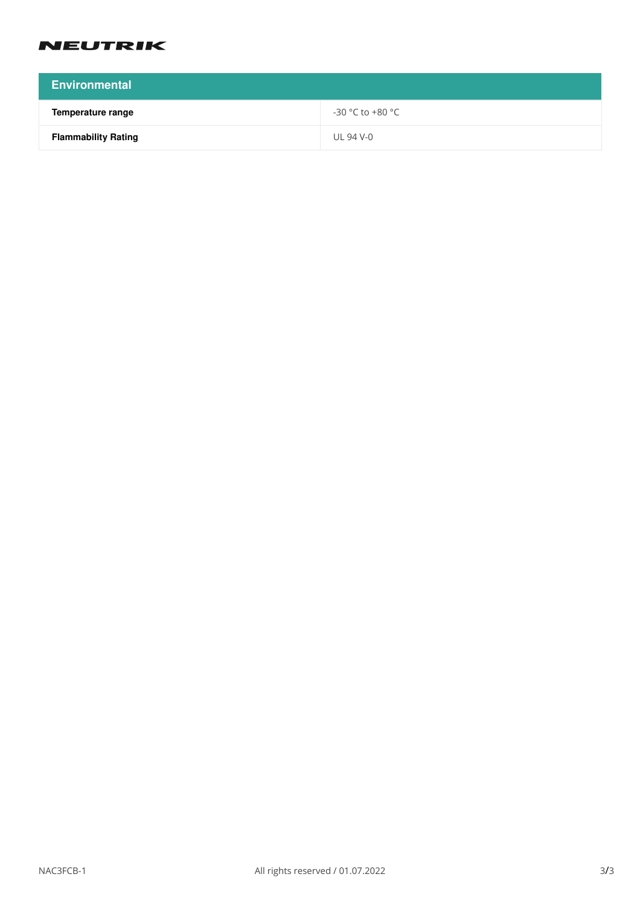## Environmental

| | |
|---|---|
| **Temperature range** | -30 °C to +80 °C |
| **Flammability Rating** | UL 94 V-0 |